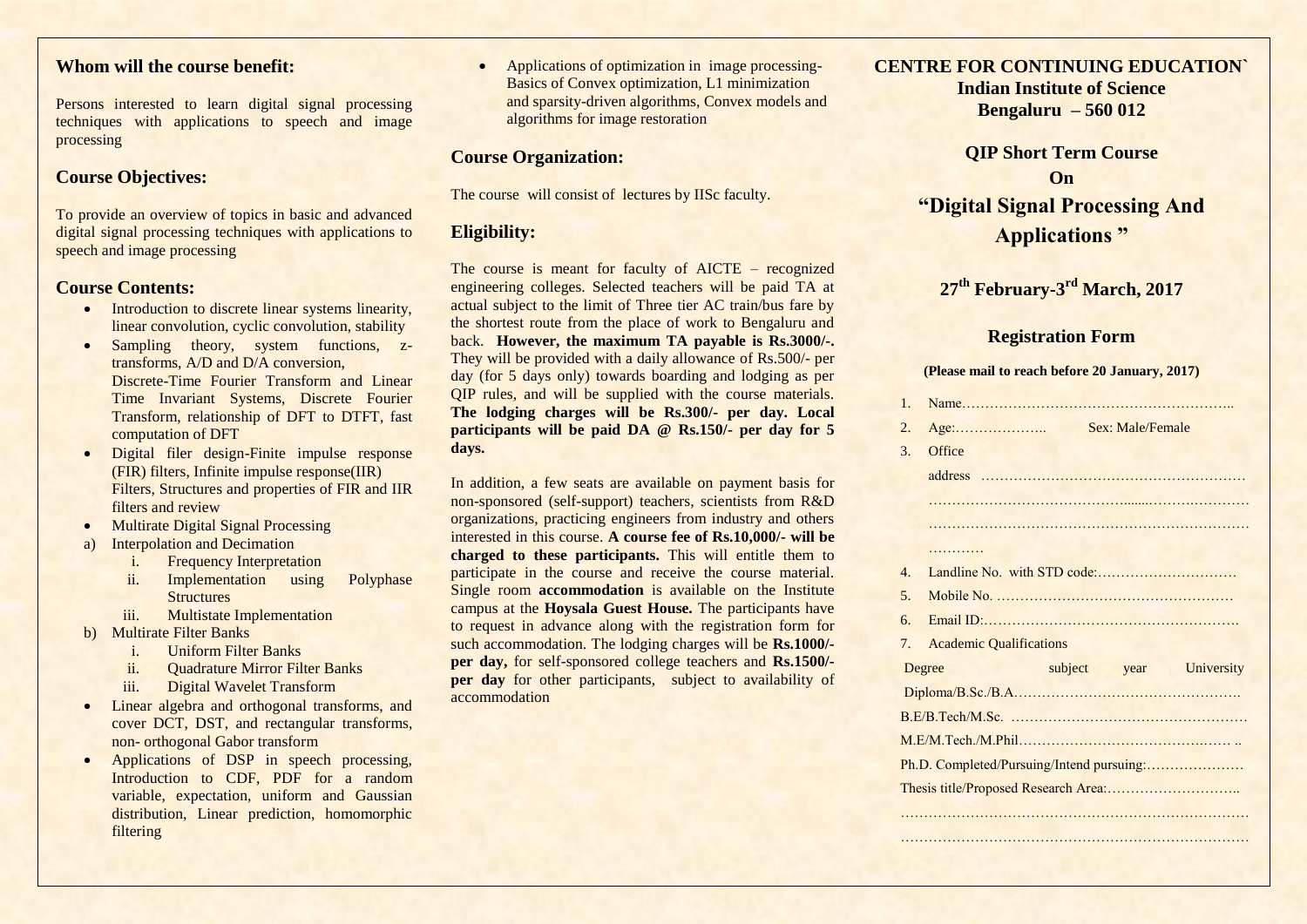## Whom will the course benefit:

Persons interested to learn digital signal processing techniques with applications to speech and image processing

## Course Objectives:

To provide an overview of topics in basic and advanced digital signal processing techniques with applications to speech and image processing

## Course Contents:

- Introduction to discrete linear systems linearity, linear convolution, cyclic convolution, stability
- Sampling theory, system functions, z-transforms, A/D and D/A conversion, Discrete-Time Fourier Transform and Linear Time Invariant Systems, Discrete Fourier Transform, relationship of DFT to DTFT, fast computation of DFT
- Digital filer design-Finite impulse response (FIR) filters, Infinite impulse response(IIR) Filters, Structures and properties of FIR and IIR filters and review
- Multirate Digital Signal Processing

a) Interpolation and Decimation
   i. Frequency Interpretation
   ii. Implementation using Polyphase Structures
   iii. Multistate Implementation

b) Multirate Filter Banks
   i. Uniform Filter Banks
   ii. Quadrature Mirror Filter Banks
   iii. Digital Wavelet Transform

- Linear algebra and orthogonal transforms, and cover DCT, DST, and rectangular transforms, non- orthogonal Gabor transform
- Applications of DSP in speech processing, Introduction to CDF, PDF for a random variable, expectation, uniform and Gaussian distribution, Linear prediction, homomorphic filtering
- Applications of optimization in image processing- Basics of Convex optimization, L1 minimization and sparsity-driven algorithms, Convex models and algorithms for image restoration

## Course Organization:

The course will consist of lectures by IISc faculty.

## Eligibility:

The course is meant for faculty of AICTE – recognized engineering colleges. Selected teachers will be paid TA at actual subject to the limit of Three tier AC train/bus fare by the shortest route from the place of work to Bengaluru and back. **However, the maximum TA payable is Rs.3000/-.** They will be provided with a daily allowance of Rs.500/- per day (for 5 days only) towards boarding and lodging as per QIP rules, and will be supplied with the course materials. **The lodging charges will be Rs.300/- per day. Local participants will be paid DA @ Rs.150/- per day for 5 days.**

In addition, a few seats are available on payment basis for non-sponsored (self-support) teachers, scientists from R&D organizations, practicing engineers from industry and others interested in this course. **A course fee of Rs.10,000/- will be charged to these participants.** This will entitle them to participate in the course and receive the course material. Single room **accommodation** is available on the Institute campus at the **Hoysala Guest House.** The participants have to request in advance along with the registration form for such accommodation. The lodging charges will be **Rs.1000/- per day,** for self-sponsored college teachers and **Rs.1500/- per day** for other participants, subject to availability of accommodation

# CENTRE FOR CONTINUING EDUCATION`
## Indian Institute of Science
## Bengaluru – 560 012

## QIP Short Term Course
## On
# "Digital Signal Processing And Applications "

## 27th February-3rd March, 2017

## Registration Form

**(Please mail to reach before 20 January, 2017)**

1. Name…………………………………………………..
2. Age:……………….. Sex: Male/Female
3. Office address …………………………………………………
   ……………………………………………………………
   ……………………………………………………………
   …………
4. Landline No. with STD code:…………………………
5. Mobile No. ……………………………………………
6. Email ID:……………………………………………….
7. Academic Qualifications

Degree subject year University

Diploma/B.Sc./B.A………………………………………….

B.E/B.Tech/M.Sc. ……………………………………………

M.E/M.Tech./M.Phil……………………………………… ..

Ph.D. Completed/Pursuing/Intend pursuing:…………………

Thesis title/Proposed Research Area:………………………..

………………………………………………………………

………………………………………………………………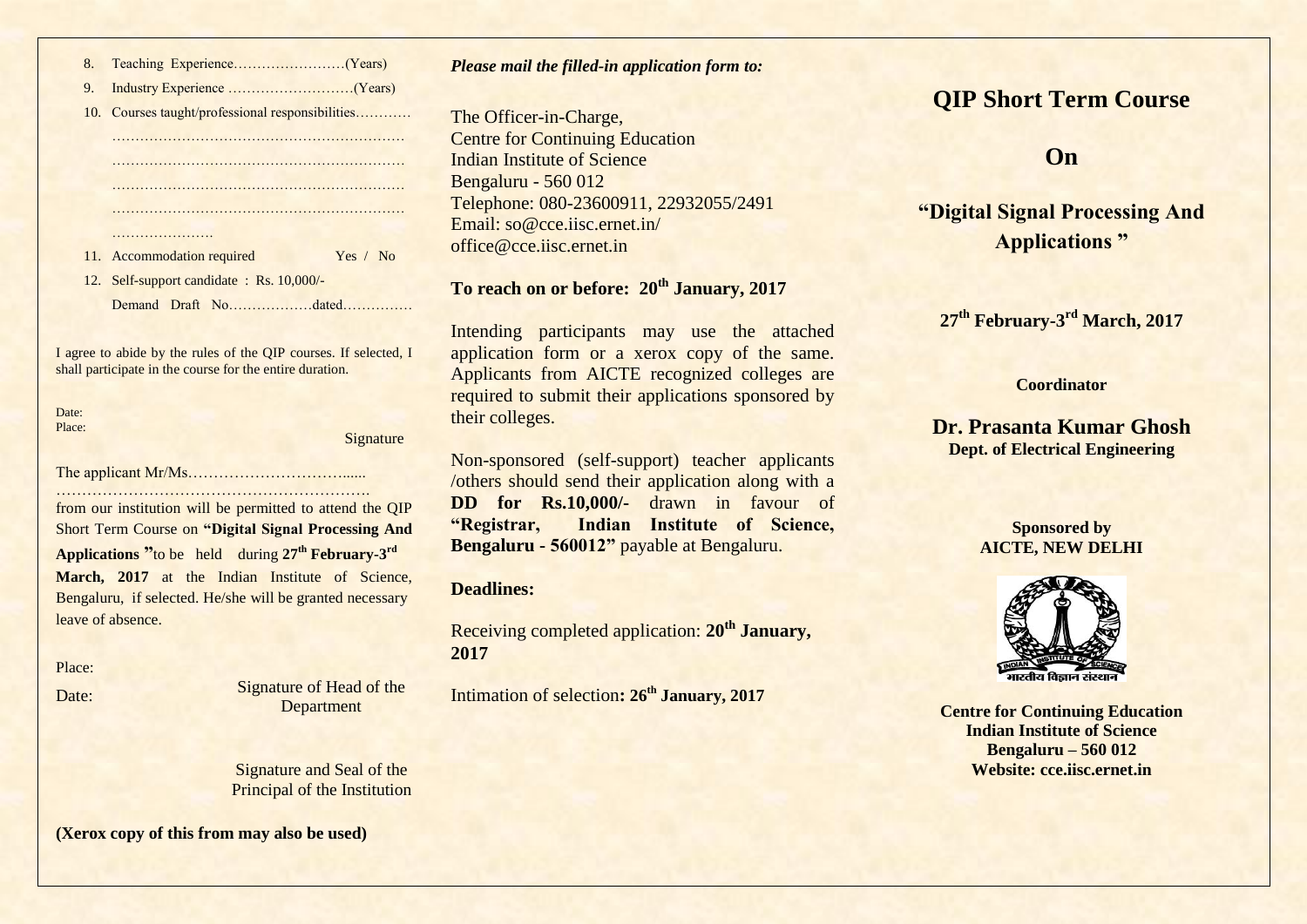8. Teaching Experience……………………(Years)
9. Industry Experience ………………………(Years)
10. Courses taught/professional responsibilities…………
………………………………………………………
………………………………………………………
………………………………………………………
………………………………………………………
…………………
11. Accommodation required Yes / No
12. Self-support candidate : Rs. 10,000/-
Demand Draft No………………dated……………

I agree to abide by the rules of the QIP courses. If selected, I shall participate in the course for the entire duration.

Date:
Place:

Signature

The applicant Mr/Ms…………………………......
……………………………………………………
from our institution will be permitted to attend the QIP Short Term Course on **"Digital Signal Processing And Applications "**to be held during **27th February-3rd March, 2017** at the Indian Institute of Science, Bengaluru, if selected. He/she will be granted necessary leave of absence.

Place:

Date:

Signature of Head of the Department

Signature and Seal of the Principal of the Institution

**(Xerox copy of this from may also be used)**

***Please mail the filled-in application form to:***

The Officer-in-Charge,
Centre for Continuing Education
Indian Institute of Science
Bengaluru - 560 012
Telephone: 080-23600911, 22932055/2491
Email: so@cce.iisc.ernet.in/
office@cce.iisc.ernet.in

**To reach on or before: 20th January, 2017**

Intending participants may use the attached application form or a xerox copy of the same. Applicants from AICTE recognized colleges are required to submit their applications sponsored by their colleges.

Non-sponsored (self-support) teacher applicants /others should send their application along with a **DD for Rs.10,000/-** drawn in favour of **"Registrar, Indian Institute of Science, Bengaluru - 560012"** payable at Bengaluru.

**Deadlines:**

Receiving completed application: **20th January, 2017**

Intimation of selection**: 26th January, 2017**

# QIP Short Term Course

# On

## "Digital Signal Processing And Applications "

### 27th February-3rd March, 2017

**Coordinator**

## Dr. Prasanta Kumar Ghosh

**Dept. of Electrical Engineering**

**Sponsored by**
**AICTE, NEW DELHI**

**Centre for Continuing Education**
**Indian Institute of Science**
**Bengaluru – 560 012**
**Website: cce.iisc.ernet.in**